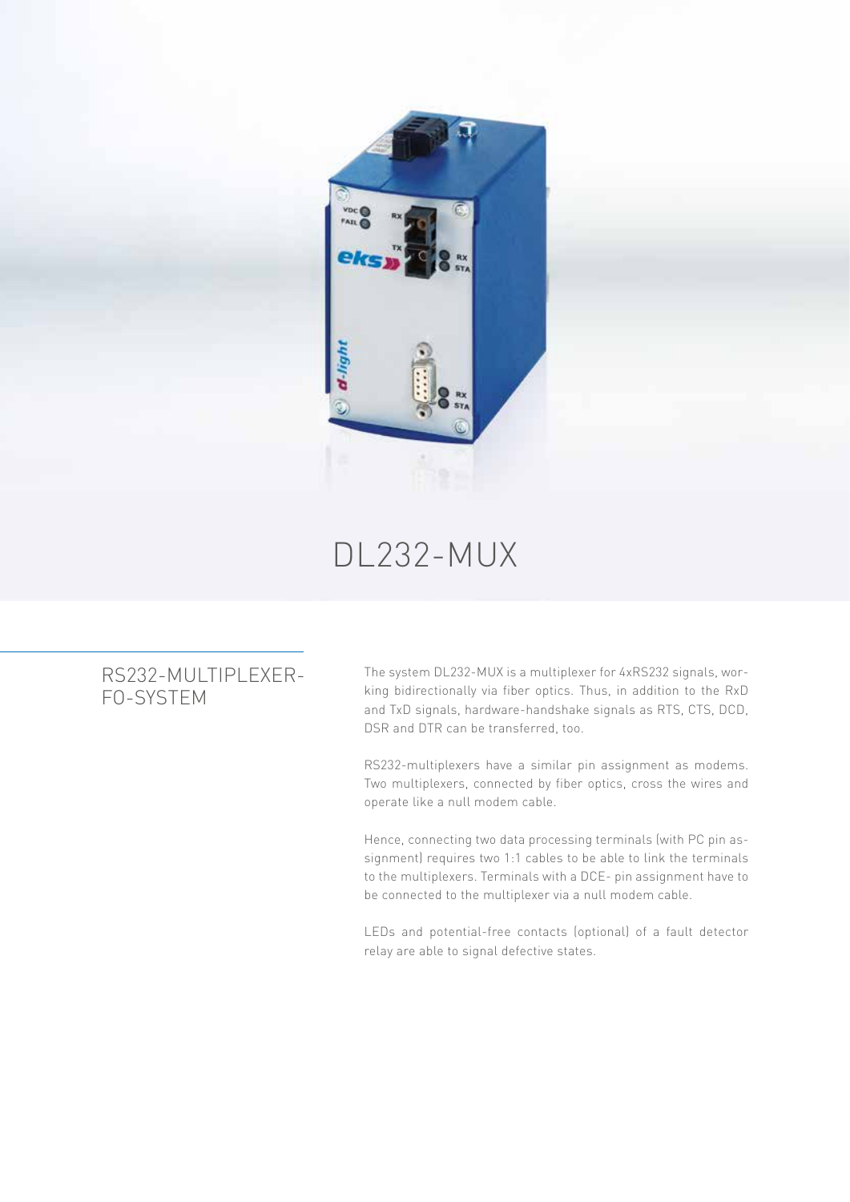# DL232-MUX

## RS232-MULTIPLEXER-FO-SYSTEM

The system DL232-MUX is a multiplexer for 4xRS232 signals, working bidirectionally via fiber optics. Thus, in addition to the RxD and TxD signals, hardware-handshake signals as RTS, CTS, DCD, DSR and DTR can be transferred, too.

RS232-multiplexers have a similar pin assignment as modems. Two multiplexers, connected by fiber optics, cross the wires and operate like a null modem cable.

Hence, connecting two data processing terminals (with PC pin assignment) requires two 1:1 cables to be able to link the terminals to the multiplexers. Terminals with a DCE- pin assignment have to be connected to the multiplexer via a null modem cable.

LEDs and potential-free contacts (optional) of a fault detector relay are able to signal defective states.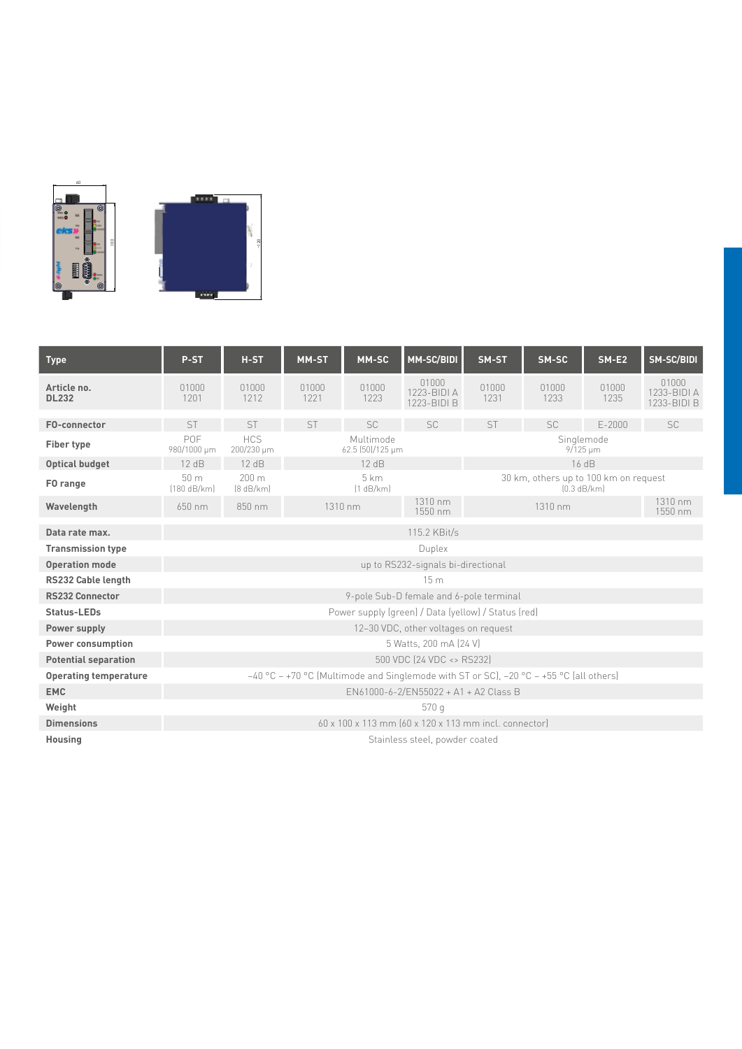| Type | P-ST | H-ST | MM-ST | MM-SC | MM-SC/BIDI | SM-ST | SM-SC | SM-E2 | SM-SC/BIDI |
|---|---|---|---|---|---|---|---|---|---|
| **Article no. DL232** | 01000 1201 | 01000 1212 | 01000 1221 | 01000 1223 | 01000 1223-BIDI A 1223-BIDI B | 01000 1231 | 01000 1233 | 01000 1235 | 01000 1233-BIDI A 1233-BIDI B |
| **FO-connector** | ST | ST | ST | SC | SC | ST | SC | E-2000 | SC |
| **Fiber type** | POF 980/1000 µm | HCS 200/230 µm | Multimode 62.5 (50)/125 µm | | | Singlemode 9/125 µm | | | |
| **Optical budget** | 12 dB | 12 dB | 12 dB | | | 16 dB | | | |
| **FO range** | 50 m (180 dB/km) | 200 m (8 dB/km) | 5 km (1 dB/km) | | | 30 km, others up to 100 km on request (0.3 dB/km) | | | |
| **Wavelength** | 650 nm | 850 nm | 1310 nm | | 1310 nm 1550 nm | 1310 nm | | | 1310 nm 1550 nm |
| **Data rate max.** | 115.2 KBit/s | | | | | | | | |
| **Transmission type** | Duplex | | | | | | | | |
| **Operation mode** | up to RS232-signals bi-directional | | | | | | | | |
| **RS232 Cable length** | 15 m | | | | | | | | |
| **RS232 Connector** | 9-pole Sub-D female and 6-pole terminal | | | | | | | | |
| **Status-LEDs** | Power supply (green) / Data (yellow) / Status (red) | | | | | | | | |
| **Power supply** | 12–30 VDC, other voltages on request | | | | | | | | |
| **Power consumption** | 5 Watts, 200 mA (24 V) | | | | | | | | |
| **Potential separation** | 500 VDC (24 VDC <> RS232) | | | | | | | | |
| **Operating temperature** | –40 °C – +70 °C (Multimode and Singlemode with ST or SC), –20 °C – +55 °C (all others) | | | | | | | | |
| **EMC** | EN61000-6-2/EN55022 + A1 + A2 Class B | | | | | | | | |
| **Weight** | 570 g | | | | | | | | |
| **Dimensions** | 60 x 100 x 113 mm (60 x 120 x 113 mm incl. connector) | | | | | | | | |
| **Housing** | Stainless steel, powder coated | | | | | | | | |